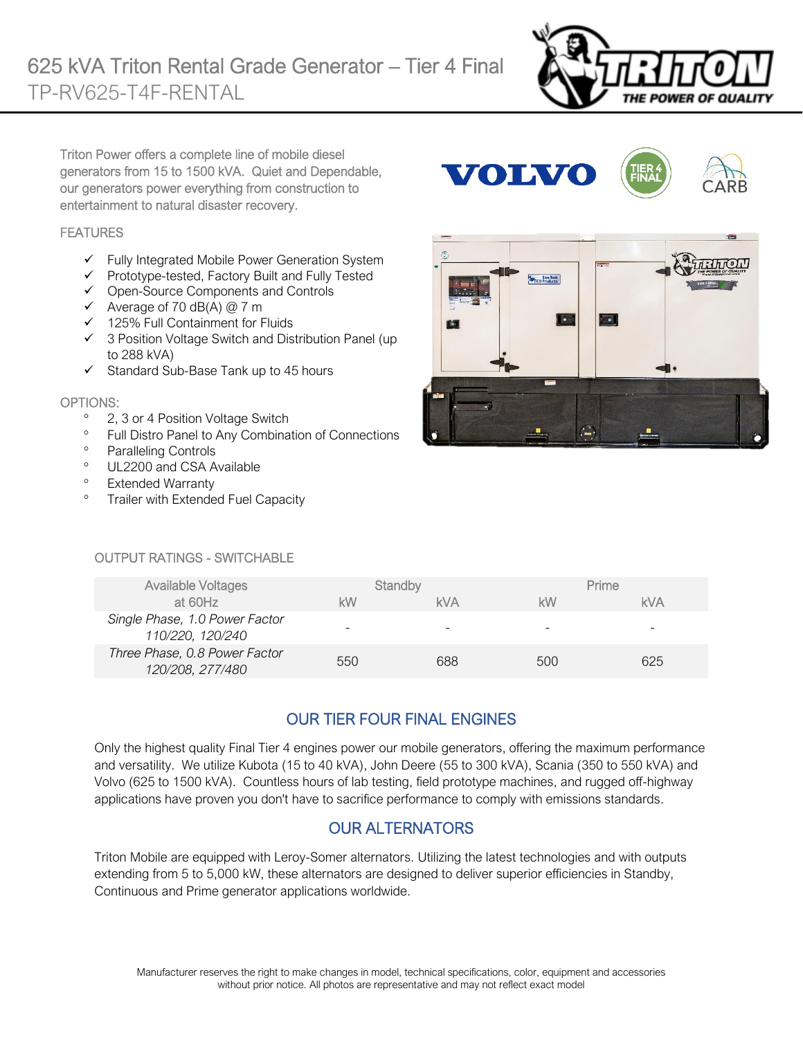# 625 kVA Triton Rental Grade Generator – Tier 4 Final

TP-RV625-T4F-RENTAL

Triton Power offers a complete line of mobile diesel generators from 15 to 1500 kVA. Quiet and Dependable, our generators power everything from construction to entertainment to natural disaster recovery.

## FEATURES

- ✓ Fully Integrated Mobile Power Generation System
- ✓ Prototype-tested, Factory Built and Fully Tested
- ✓ Open-Source Components and Controls
- ✓ Average of 70 dB(A) @ 7 m
- ✓ 125% Full Containment for Fluids
- ✓ 3 Position Voltage Switch and Distribution Panel (up to 288 kVA)
- ✓ Standard Sub-Base Tank up to 45 hours

## OPTIONS:

- 2, 3 or 4 Position Voltage Switch
- Full Distro Panel to Any Combination of Connections
- Paralleling Controls
- UL2200 and CSA Available
- Extended Warranty
- Trailer with Extended Fuel Capacity

## OUTPUT RATINGS - SWITCHABLE

| Available Voltages at 60Hz | Standby | | Prime | |
|---|---|---|---|---|
| | kW | kVA | kW | kVA |
| *Single Phase, 1.0 Power Factor 110/220, 120/240* | - | - | - | - |
| *Three Phase, 0.8 Power Factor 120/208, 277/480* | 550 | 688 | 500 | 625 |

## OUR TIER FOUR FINAL ENGINES

Only the highest quality Final Tier 4 engines power our mobile generators, offering the maximum performance and versatility. We utilize Kubota (15 to 40 kVA), John Deere (55 to 300 kVA), Scania (350 to 550 kVA) and Volvo (625 to 1500 kVA). Countless hours of lab testing, field prototype machines, and rugged off-highway applications have proven you don't have to sacrifice performance to comply with emissions standards.

## OUR ALTERNATORS

Triton Mobile are equipped with Leroy-Somer alternators. Utilizing the latest technologies and with outputs extending from 5 to 5,000 kW, these alternators are designed to deliver superior efficiencies in Standby, Continuous and Prime generator applications worldwide.

Manufacturer reserves the right to make changes in model, technical specifications, color, equipment and accessories without prior notice. All photos are representative and may not reflect exact model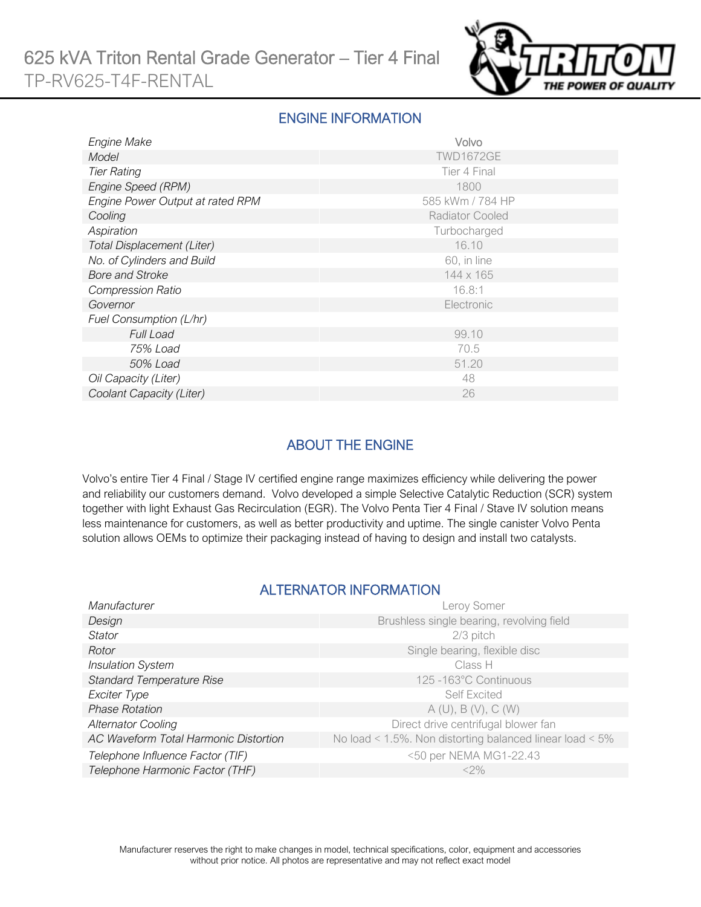# 625 kVA Triton Rental Grade Generator – Tier 4 Final

TP-RV625-T4F-RENTAL

## ENGINE INFORMATION

| | |
|---|---|
| *Engine Make* | Volvo |
| *Model* | TWD1672GE |
| *Tier Rating* | Tier 4 Final |
| *Engine Speed (RPM)* | 1800 |
| *Engine Power Output at rated RPM* | 585 kWm / 784 HP |
| *Cooling* | Radiator Cooled |
| *Aspiration* | Turbocharged |
| *Total Displacement (Liter)* | 16.10 |
| *No. of Cylinders and Build* | 60, in line |
| *Bore and Stroke* | 144 x 165 |
| *Compression Ratio* | 16.8:1 |
| *Governor* | Electronic |
| *Fuel Consumption (L/hr)* | |
| *Full Load* | 99.10 |
| *75% Load* | 70.5 |
| *50% Load* | 51.20 |
| *Oil Capacity (Liter)* | 48 |
| *Coolant Capacity (Liter)* | 26 |

## ABOUT THE ENGINE

Volvo's entire Tier 4 Final / Stage IV certified engine range maximizes efficiency while delivering the power and reliability our customers demand. Volvo developed a simple Selective Catalytic Reduction (SCR) system together with light Exhaust Gas Recirculation (EGR). The Volvo Penta Tier 4 Final / Stave IV solution means less maintenance for customers, as well as better productivity and uptime. The single canister Volvo Penta solution allows OEMs to optimize their packaging instead of having to design and install two catalysts.

## ALTERNATOR INFORMATION

| | |
|---|---|
| *Manufacturer* | Leroy Somer |
| *Design* | Brushless single bearing, revolving field |
| *Stator* | 2/3 pitch |
| *Rotor* | Single bearing, flexible disc |
| *Insulation System* | Class H |
| *Standard Temperature Rise* | 125 -163°C Continuous |
| *Exciter Type* | Self Excited |
| *Phase Rotation* | A (U), B (V), C (W) |
| *Alternator Cooling* | Direct drive centrifugal blower fan |
| *AC Waveform Total Harmonic Distortion* | No load < 1.5%. Non distorting balanced linear load < 5% |
| *Telephone Influence Factor (TIF)* | <50 per NEMA MG1-22.43 |
| *Telephone Harmonic Factor (THF)* | <2% |

Manufacturer reserves the right to make changes in model, technical specifications, color, equipment and accessories without prior notice. All photos are representative and may not reflect exact model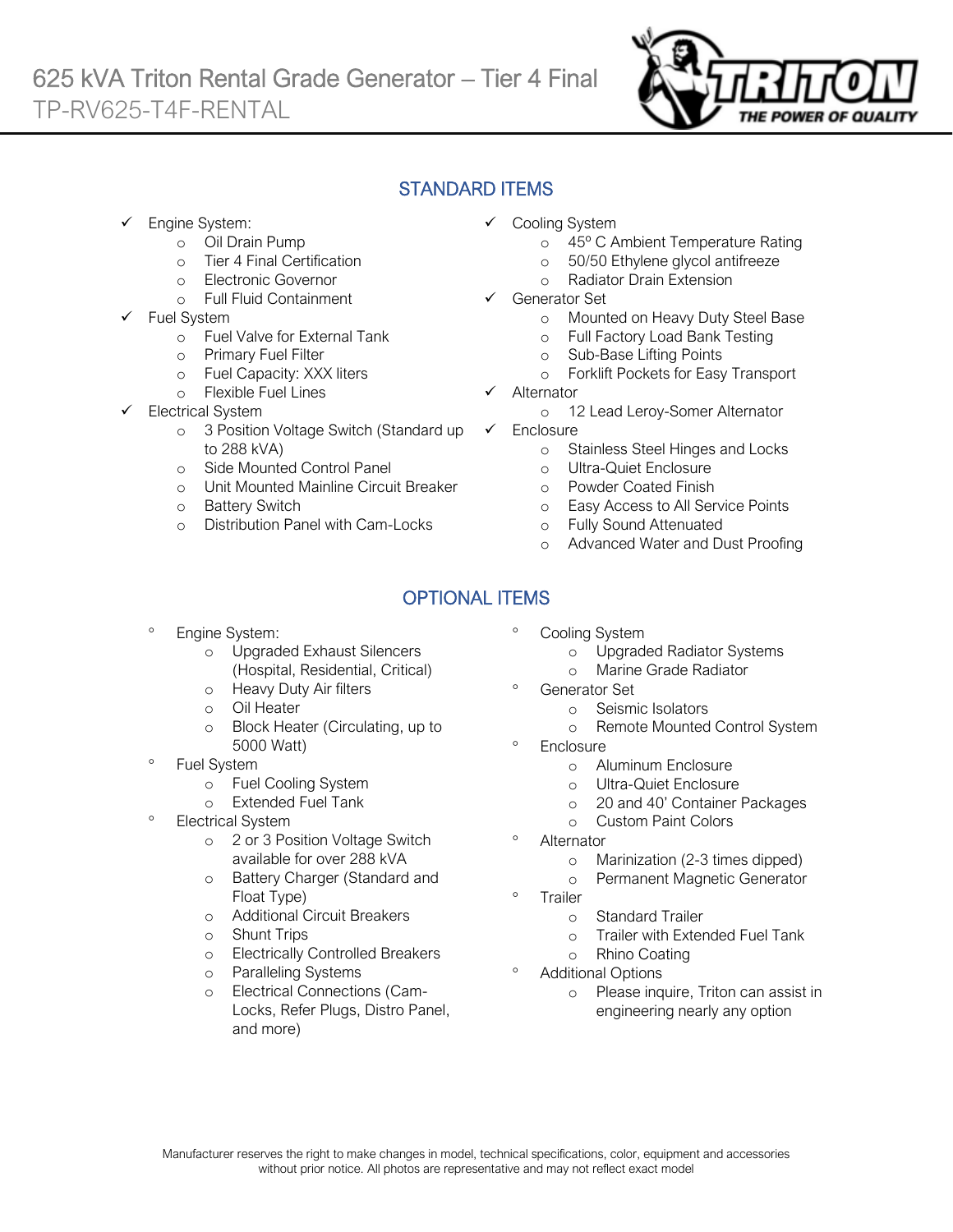# 625 kVA Triton Rental Grade Generator – Tier 4 Final

TP-RV625-T4F-RENTAL

## STANDARD ITEMS

- ✓ Engine System:
  - Oil Drain Pump
  - Tier 4 Final Certification
  - Electronic Governor
  - Full Fluid Containment
- ✓ Fuel System
  - Fuel Valve for External Tank
  - Primary Fuel Filter
  - Fuel Capacity: XXX liters
  - Flexible Fuel Lines
- ✓ Electrical System
  - 3 Position Voltage Switch (Standard up to 288 kVA)
  - Side Mounted Control Panel
  - Unit Mounted Mainline Circuit Breaker
  - Battery Switch
  - Distribution Panel with Cam-Locks
- ✓ Cooling System
  - 45º C Ambient Temperature Rating
  - 50/50 Ethylene glycol antifreeze
  - Radiator Drain Extension
- ✓ Generator Set
  - Mounted on Heavy Duty Steel Base
  - Full Factory Load Bank Testing
  - Sub-Base Lifting Points
  - Forklift Pockets for Easy Transport
- ✓ Alternator
  - 12 Lead Leroy-Somer Alternator
- ✓ Enclosure
  - Stainless Steel Hinges and Locks
  - Ultra-Quiet Enclosure
  - Powder Coated Finish
  - Easy Access to All Service Points
  - Fully Sound Attenuated
  - Advanced Water and Dust Proofing

## OPTIONAL ITEMS

- Engine System:
  - Upgraded Exhaust Silencers (Hospital, Residential, Critical)
  - Heavy Duty Air filters
  - Oil Heater
  - Block Heater (Circulating, up to 5000 Watt)
- Fuel System
  - Fuel Cooling System
  - Extended Fuel Tank
- Electrical System
  - 2 or 3 Position Voltage Switch available for over 288 kVA
  - Battery Charger (Standard and Float Type)
  - Additional Circuit Breakers
  - Shunt Trips
  - Electrically Controlled Breakers
  - Paralleling Systems
  - Electrical Connections (Cam-Locks, Refer Plugs, Distro Panel, and more)
- Cooling System
  - Upgraded Radiator Systems
  - Marine Grade Radiator
- Generator Set
  - Seismic Isolators
  - Remote Mounted Control System
- Enclosure
  - Aluminum Enclosure
  - Ultra-Quiet Enclosure
  - 20 and 40' Container Packages
  - Custom Paint Colors
- Alternator
  - Marinization (2-3 times dipped)
  - Permanent Magnetic Generator
- Trailer
  - Standard Trailer
  - Trailer with Extended Fuel Tank
  - Rhino Coating
- Additional Options
  - Please inquire, Triton can assist in engineering nearly any option

Manufacturer reserves the right to make changes in model, technical specifications, color, equipment and accessories without prior notice. All photos are representative and may not reflect exact model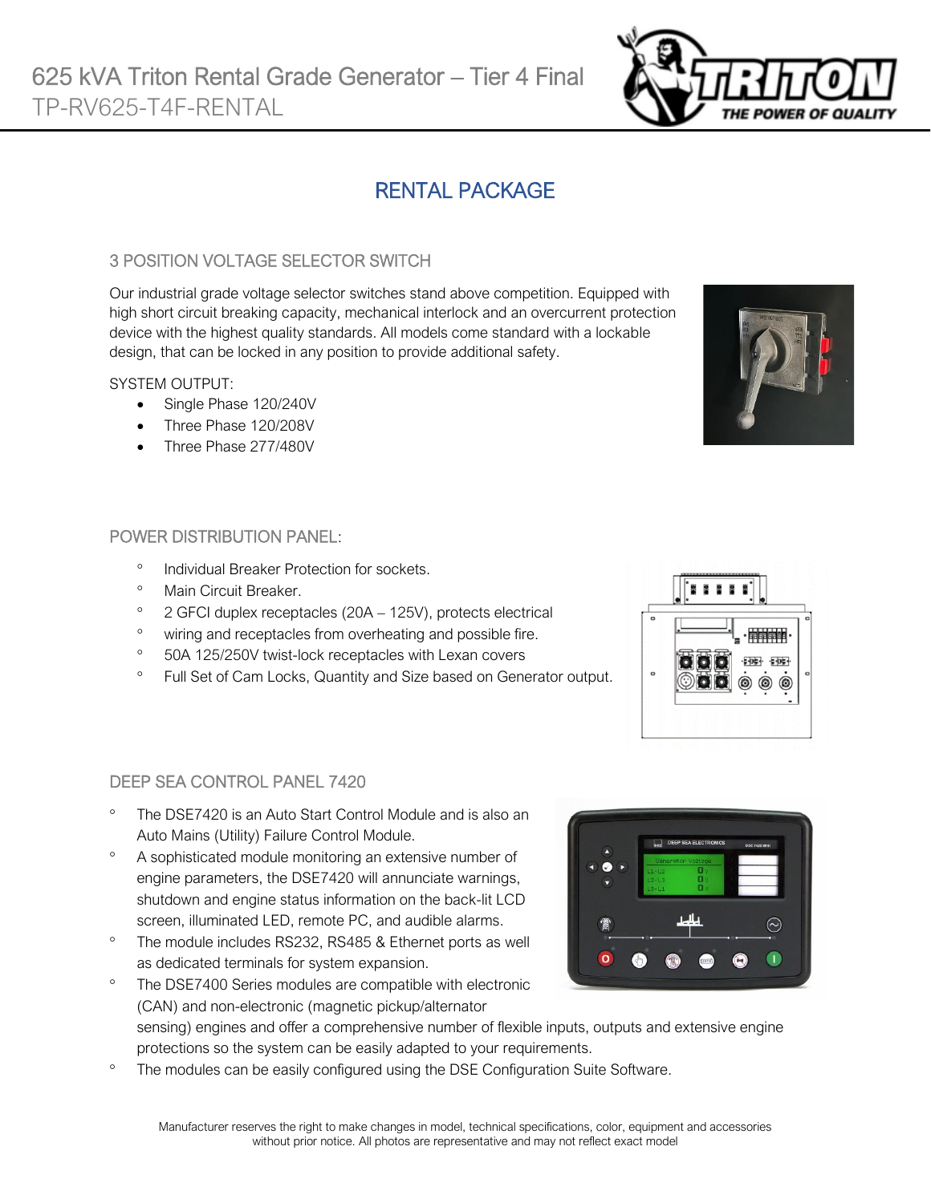# 625 kVA Triton Rental Grade Generator – Tier 4 Final

TP-RV625-T4F-RENTAL

## RENTAL PACKAGE

### 3 POSITION VOLTAGE SELECTOR SWITCH

Our industrial grade voltage selector switches stand above competition. Equipped with high short circuit breaking capacity, mechanical interlock and an overcurrent protection device with the highest quality standards. All models come standard with a lockable design, that can be locked in any position to provide additional safety.

SYSTEM OUTPUT:

- Single Phase 120/240V
- Three Phase 120/208V
- Three Phase 277/480V

### POWER DISTRIBUTION PANEL:

- Individual Breaker Protection for sockets.
- Main Circuit Breaker.
- 2 GFCI duplex receptacles (20A – 125V), protects electrical
- wiring and receptacles from overheating and possible fire.
- 50A 125/250V twist-lock receptacles with Lexan covers
- Full Set of Cam Locks, Quantity and Size based on Generator output.

### DEEP SEA CONTROL PANEL 7420

- The DSE7420 is an Auto Start Control Module and is also an Auto Mains (Utility) Failure Control Module.
- A sophisticated module monitoring an extensive number of engine parameters, the DSE7420 will annunciate warnings, shutdown and engine status information on the back-lit LCD screen, illuminated LED, remote PC, and audible alarms.
- The module includes RS232, RS485 & Ethernet ports as well as dedicated terminals for system expansion.
- The DSE7400 Series modules are compatible with electronic (CAN) and non-electronic (magnetic pickup/alternator sensing) engines and offer a comprehensive number of flexible inputs, outputs and extensive engine protections so the system can be easily adapted to your requirements.
- The modules can be easily configured using the DSE Configuration Suite Software.

Manufacturer reserves the right to make changes in model, technical specifications, color, equipment and accessories without prior notice. All photos are representative and may not reflect exact model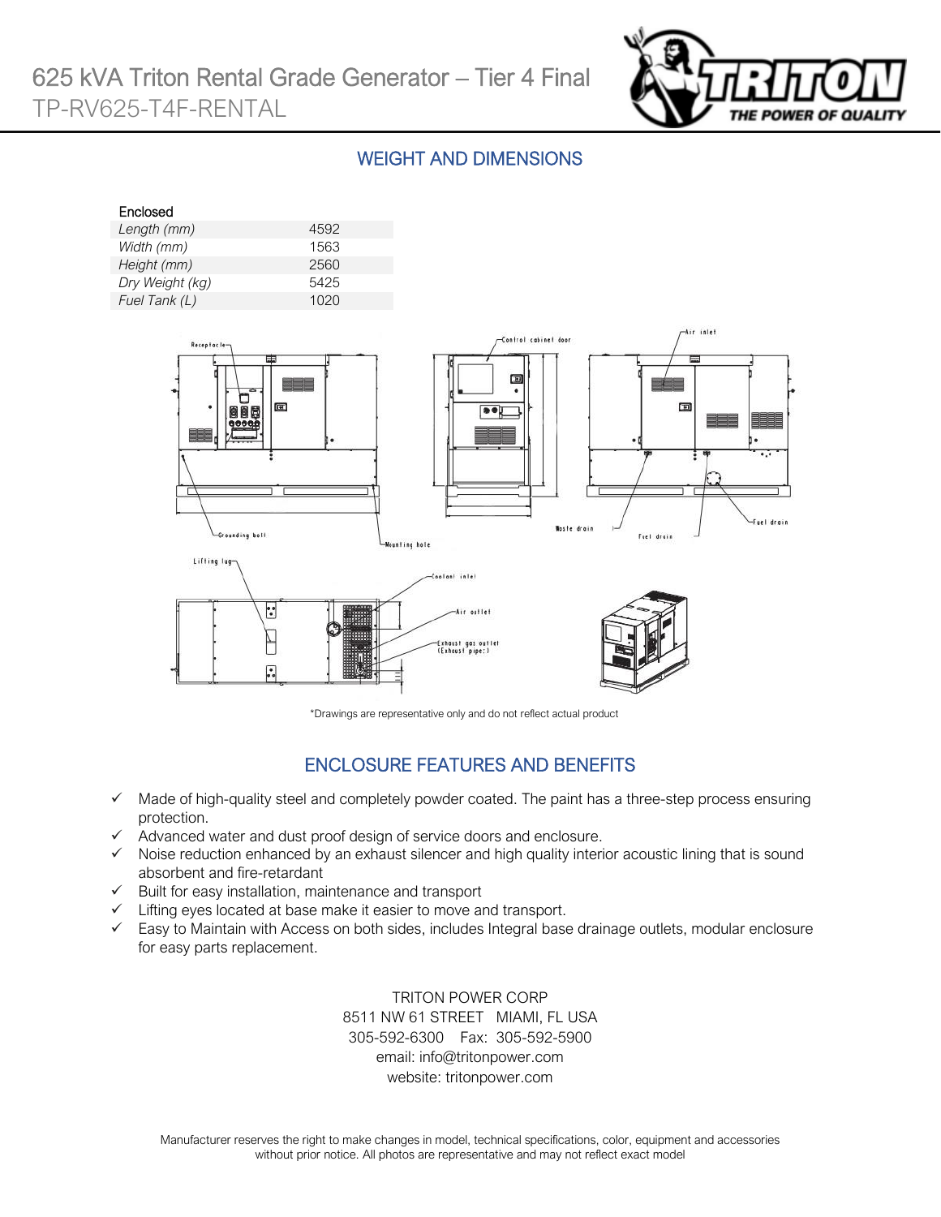# 625 kVA Triton Rental Grade Generator – Tier 4 Final

TP-RV625-T4F-RENTAL

## WEIGHT AND DIMENSIONS

| Enclosed | |
|---|---|
| *Length (mm)* | 4592 |
| *Width (mm)* | 1563 |
| *Height (mm)* | 2560 |
| *Dry Weight (kg)* | 5425 |
| *Fuel Tank (L)* | 1020 |

Receptacle
Control cabinet door
Air inlet
Grounding bolt
Mounting hole
Waste drain
Fuel drain
Fuel drain
Lifting lug
Coolant inlet
Air outlet
Exhaust gas outlet
(Exhaust pipe:)

*Drawings are representative only and do not reflect actual product

## ENCLOSURE FEATURES AND BENEFITS

- ✓ Made of high-quality steel and completely powder coated. The paint has a three-step process ensuring protection.
- ✓ Advanced water and dust proof design of service doors and enclosure.
- ✓ Noise reduction enhanced by an exhaust silencer and high quality interior acoustic lining that is sound absorbent and fire-retardant
- ✓ Built for easy installation, maintenance and transport
- ✓ Lifting eyes located at base make it easier to move and transport.
- ✓ Easy to Maintain with Access on both sides, includes Integral base drainage outlets, modular enclosure for easy parts replacement.

TRITON POWER CORP
8511 NW 61 STREET MIAMI, FL USA
305-592-6300 Fax: 305-592-5900
email: info@tritonpower.com
website: tritonpower.com

Manufacturer reserves the right to make changes in model, technical specifications, color, equipment and accessories without prior notice. All photos are representative and may not reflect exact model